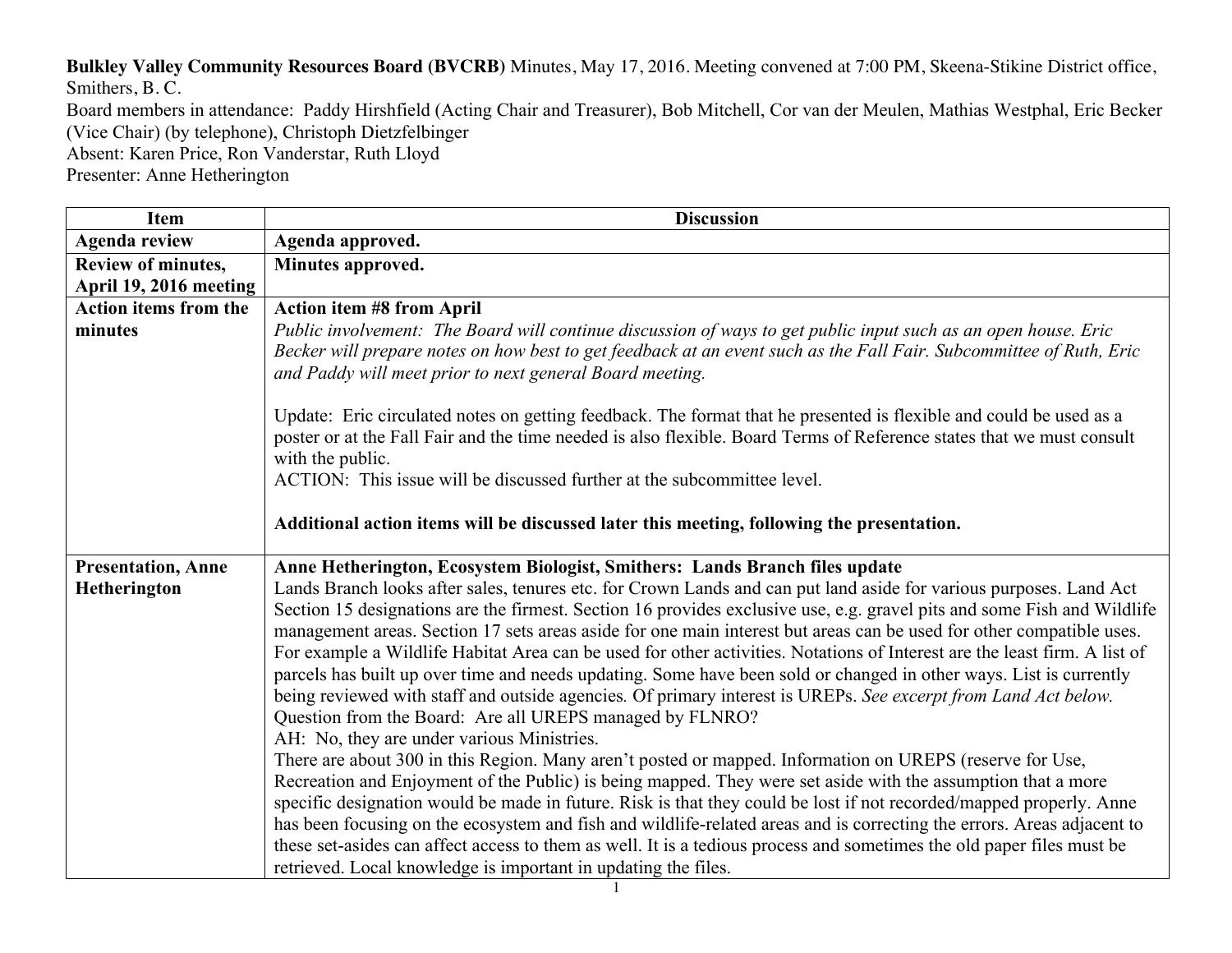**Bulkley Valley Community Resources Board (BVCRB)** Minutes, May 17, 2016. Meeting convened at 7:00 PM, Skeena-Stikine District office, Smithers, B. C.

Board members in attendance: Paddy Hirshfield (Acting Chair and Treasurer), Bob Mitchell, Cor van der Meulen, Mathias Westphal, Eric Becker (Vice Chair) (by telephone), Christoph Dietzfelbinger

Absent: Karen Price, Ron Vanderstar, Ruth Lloyd

Presenter: Anne Hetherington

| Item | Discussion |
|---|---|
| **Agenda review** | **Agenda approved.** |
| **Review of minutes, April 19, 2016 meeting** | **Minutes approved.** |
| **Action items from the minutes** | **Action item #8 from April**<br>*Public involvement: The Board will continue discussion of ways to get public input such as an open house. Eric Becker will prepare notes on how best to get feedback at an event such as the Fall Fair. Subcommittee of Ruth, Eric and Paddy will meet prior to next general Board meeting.*<br><br>Update: Eric circulated notes on getting feedback. The format that he presented is flexible and could be used as a poster or at the Fall Fair and the time needed is also flexible. Board Terms of Reference states that we must consult with the public.<br>ACTION: This issue will be discussed further at the subcommittee level.<br><br>**Additional action items will be discussed later this meeting, following the presentation.** |
| **Presentation, Anne Hetherington** | **Anne Hetherington, Ecosystem Biologist, Smithers: Lands Branch files update**<br>Lands Branch looks after sales, tenures etc. for Crown Lands and can put land aside for various purposes. Land Act Section 15 designations are the firmest. Section 16 provides exclusive use, e.g. gravel pits and some Fish and Wildlife management areas. Section 17 sets areas aside for one main interest but areas can be used for other compatible uses. For example a Wildlife Habitat Area can be used for other activities. Notations of Interest are the least firm. A list of parcels has built up over time and needs updating. Some have been sold or changed in other ways. List is currently being reviewed with staff and outside agencies. Of primary interest is UREPs. *See excerpt from Land Act below.*<br>Question from the Board: Are all UREPS managed by FLNRO?<br>AH: No, they are under various Ministries.<br>There are about 300 in this Region. Many aren't posted or mapped. Information on UREPS (reserve for Use, Recreation and Enjoyment of the Public) is being mapped. They were set aside with the assumption that a more specific designation would be made in future. Risk is that they could be lost if not recorded/mapped properly. Anne has been focusing on the ecosystem and fish and wildlife-related areas and is correcting the errors. Areas adjacent to these set-asides can affect access to them as well. It is a tedious process and sometimes the old paper files must be retrieved. Local knowledge is important in updating the files. |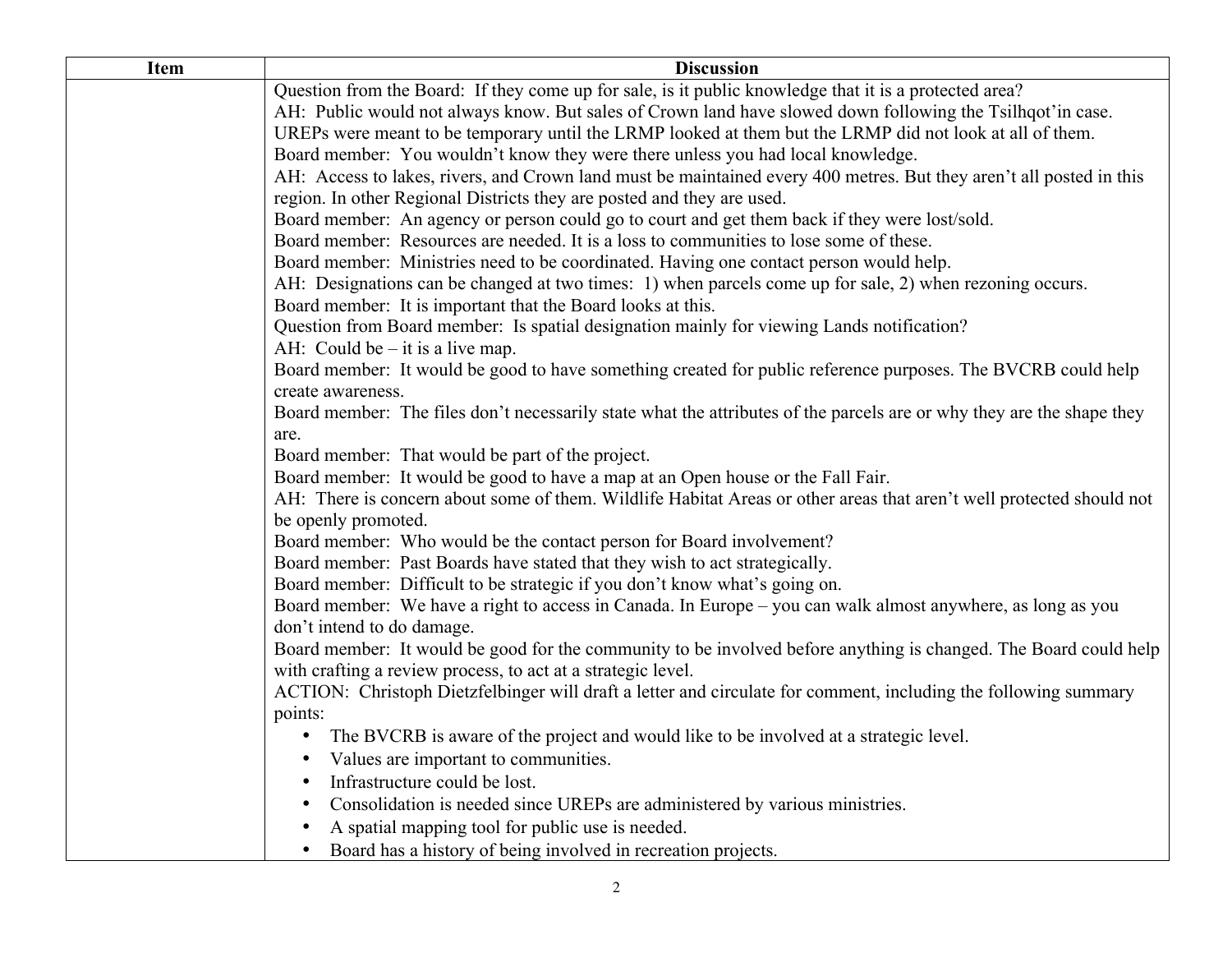| Item | Discussion |
| --- | --- |
| | Question from the Board: If they come up for sale, is it public knowledge that it is a protected area?<br>AH: Public would not always know. But sales of Crown land have slowed down following the Tsilhqot'in case. UREPs were meant to be temporary until the LRMP looked at them but the LRMP did not look at all of them.<br>Board member: You wouldn't know they were there unless you had local knowledge.<br>AH: Access to lakes, rivers, and Crown land must be maintained every 400 metres. But they aren't all posted in this region. In other Regional Districts they are posted and they are used.<br>Board member: An agency or person could go to court and get them back if they were lost/sold.<br>Board member: Resources are needed. It is a loss to communities to lose some of these.<br>Board member: Ministries need to be coordinated. Having one contact person would help.<br>AH: Designations can be changed at two times: 1) when parcels come up for sale, 2) when rezoning occurs.<br>Board member: It is important that the Board looks at this.<br>Question from Board member: Is spatial designation mainly for viewing Lands notification?<br>AH: Could be – it is a live map.<br>Board member: It would be good to have something created for public reference purposes. The BVCRB could help create awareness.<br>Board member: The files don't necessarily state what the attributes of the parcels are or why they are the shape they are.<br>Board member: That would be part of the project.<br>Board member: It would be good to have a map at an Open house or the Fall Fair.<br>AH: There is concern about some of them. Wildlife Habitat Areas or other areas that aren't well protected should not be openly promoted.<br>Board member: Who would be the contact person for Board involvement?<br>Board member: Past Boards have stated that they wish to act strategically.<br>Board member: Difficult to be strategic if you don't know what's going on.<br>Board member: We have a right to access in Canada. In Europe – you can walk almost anywhere, as long as you don't intend to do damage.<br>Board member: It would be good for the community to be involved before anything is changed. The Board could help with crafting a review process, to act at a strategic level.<br>ACTION: Christoph Dietzfelbinger will draft a letter and circulate for comment, including the following summary points:<br>• The BVCRB is aware of the project and would like to be involved at a strategic level.<br>• Values are important to communities.<br>• Infrastructure could be lost.<br>• Consolidation is needed since UREPs are administered by various ministries.<br>• A spatial mapping tool for public use is needed.<br>• Board has a history of being involved in recreation projects. |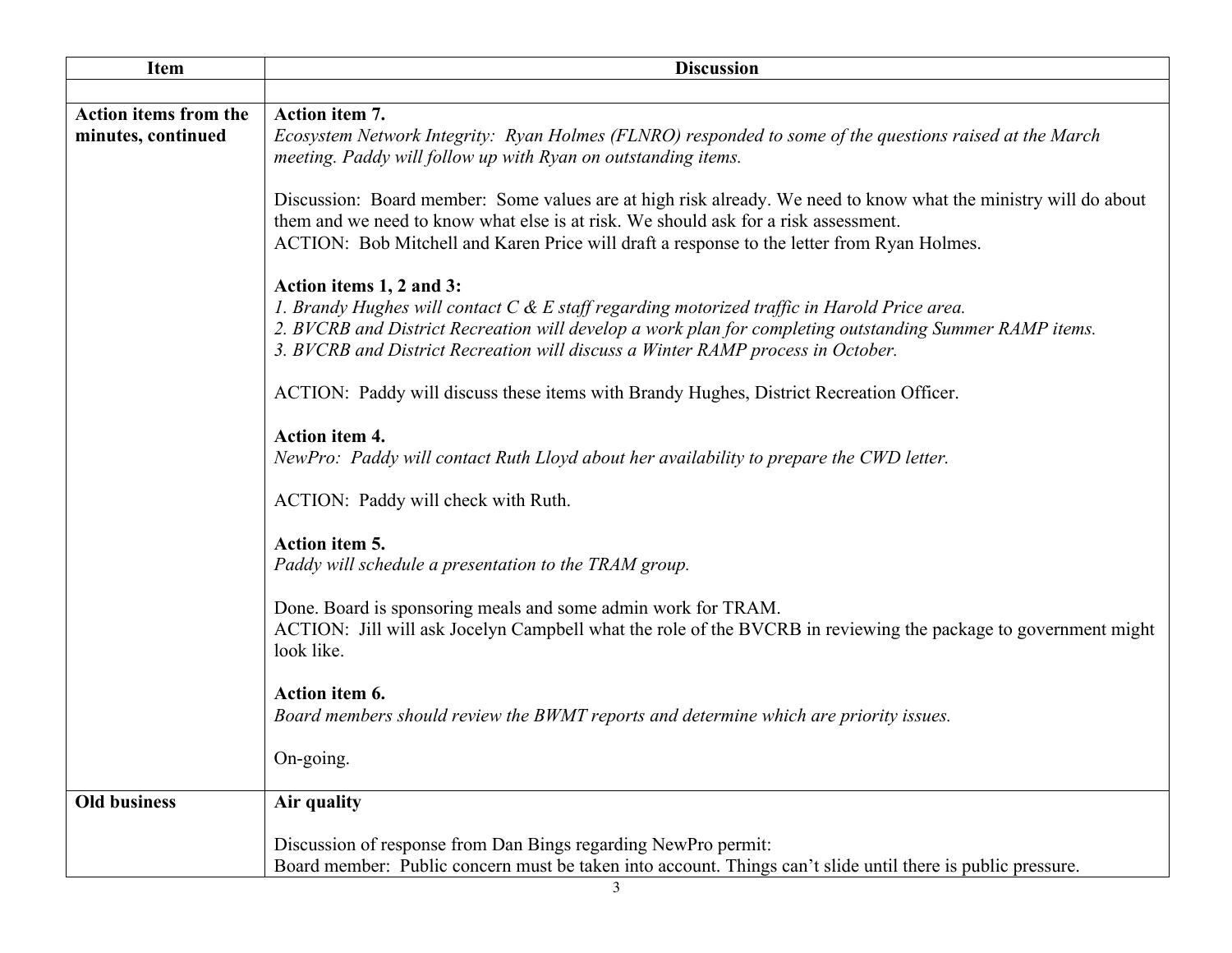| Item | Discussion |
|---|---|
| | |
| **Action items from the minutes, continued** | **Action item 7.**<br>*Ecosystem Network Integrity: Ryan Holmes (FLNRO) responded to some of the questions raised at the March meeting. Paddy will follow up with Ryan on outstanding items.*<br><br>Discussion: Board member: Some values are at high risk already. We need to know what the ministry will do about them and we need to know what else is at risk. We should ask for a risk assessment.<br>ACTION: Bob Mitchell and Karen Price will draft a response to the letter from Ryan Holmes.<br><br>**Action items 1, 2 and 3:**<br>*1. Brandy Hughes will contact C & E staff regarding motorized traffic in Harold Price area.*<br>*2. BVCRB and District Recreation will develop a work plan for completing outstanding Summer RAMP items.*<br>*3. BVCRB and District Recreation will discuss a Winter RAMP process in October.*<br><br>ACTION: Paddy will discuss these items with Brandy Hughes, District Recreation Officer.<br><br>**Action item 4.**<br>*NewPro: Paddy will contact Ruth Lloyd about her availability to prepare the CWD letter.*<br><br>ACTION: Paddy will check with Ruth.<br><br>**Action item 5.**<br>*Paddy will schedule a presentation to the TRAM group.*<br><br>Done. Board is sponsoring meals and some admin work for TRAM.<br>ACTION: Jill will ask Jocelyn Campbell what the role of the BVCRB in reviewing the package to government might look like.<br><br>**Action item 6.**<br>*Board members should review the BWMT reports and determine which are priority issues.*<br><br>On-going. |
| **Old business** | **Air quality**<br><br>Discussion of response from Dan Bings regarding NewPro permit:<br>Board member: Public concern must be taken into account. Things can't slide until there is public pressure. |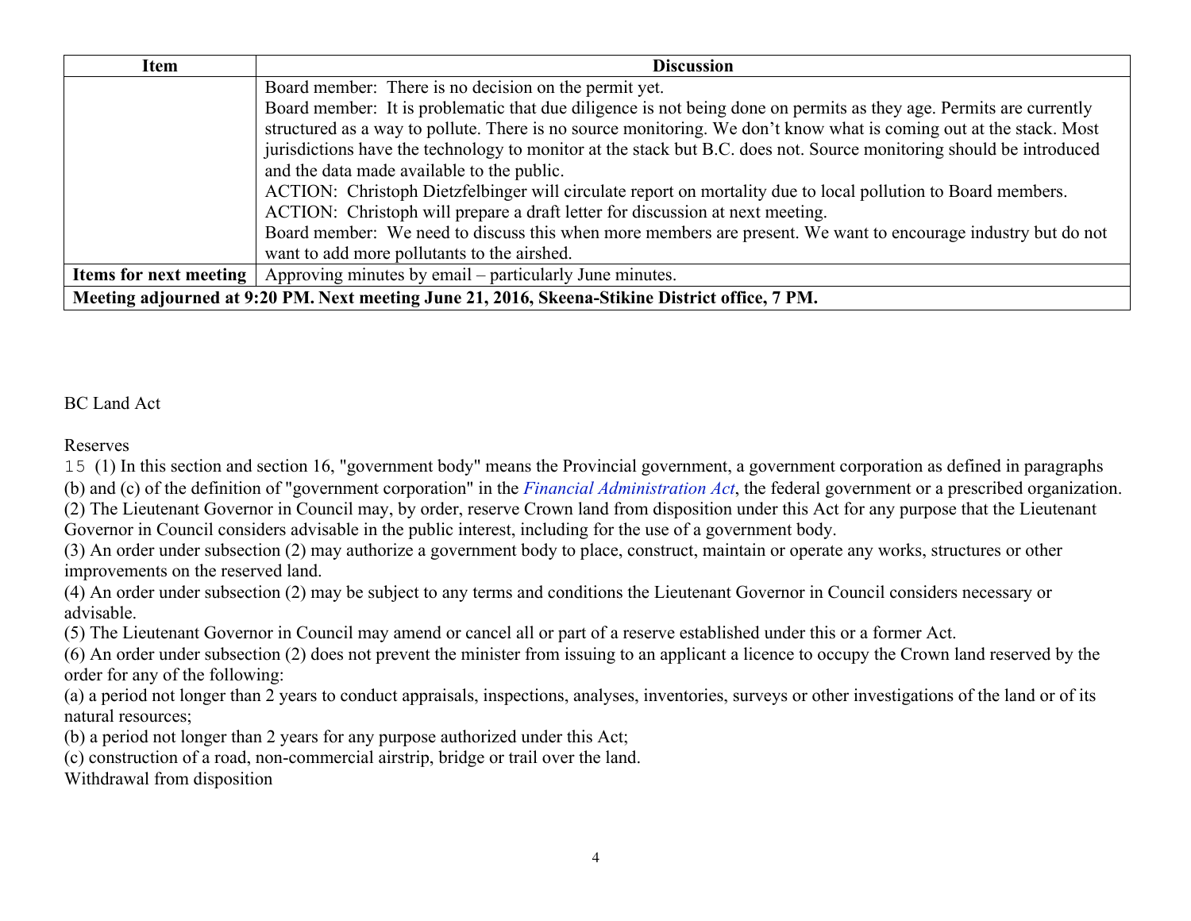| Item | Discussion |
|---|---|
| | Board member: There is no decision on the permit yet.<br>Board member: It is problematic that due diligence is not being done on permits as they age. Permits are currently structured as a way to pollute. There is no source monitoring. We don't know what is coming out at the stack. Most jurisdictions have the technology to monitor at the stack but B.C. does not. Source monitoring should be introduced and the data made available to the public.<br>ACTION: Christoph Dietzfelbinger will circulate report on mortality due to local pollution to Board members.<br>ACTION: Christoph will prepare a draft letter for discussion at next meeting.<br>Board member: We need to discuss this when more members are present. We want to encourage industry but do not want to add more pollutants to the airshed. |
| **Items for next meeting** | Approving minutes by email – particularly June minutes. |
| **Meeting adjourned at 9:20 PM. Next meeting June 21, 2016, Skeena-Stikine District office, 7 PM.** | |

BC Land Act

Reserves

15 (1) In this section and section 16, "government body" means the Provincial government, a government corporation as defined in paragraphs (b) and (c) of the definition of "government corporation" in the *Financial Administration Act*, the federal government or a prescribed organization.

(2) The Lieutenant Governor in Council may, by order, reserve Crown land from disposition under this Act for any purpose that the Lieutenant Governor in Council considers advisable in the public interest, including for the use of a government body.

(3) An order under subsection (2) may authorize a government body to place, construct, maintain or operate any works, structures or other improvements on the reserved land.

(4) An order under subsection (2) may be subject to any terms and conditions the Lieutenant Governor in Council considers necessary or advisable.

(5) The Lieutenant Governor in Council may amend or cancel all or part of a reserve established under this or a former Act.

(6) An order under subsection (2) does not prevent the minister from issuing to an applicant a licence to occupy the Crown land reserved by the order for any of the following:

(a) a period not longer than 2 years to conduct appraisals, inspections, analyses, inventories, surveys or other investigations of the land or of its natural resources;

(b) a period not longer than 2 years for any purpose authorized under this Act;

(c) construction of a road, non-commercial airstrip, bridge or trail over the land.

Withdrawal from disposition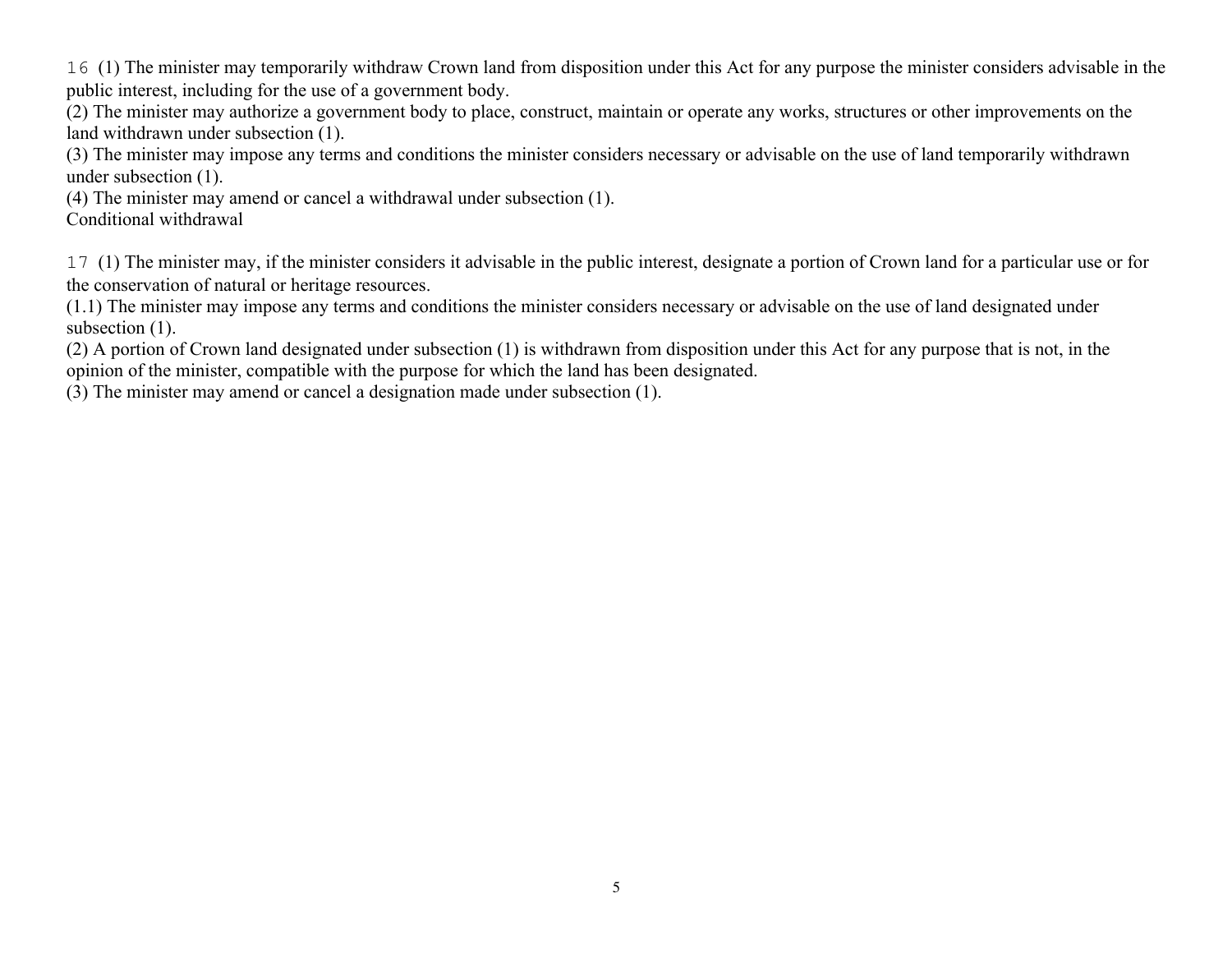16 (1) The minister may temporarily withdraw Crown land from disposition under this Act for any purpose the minister considers advisable in the public interest, including for the use of a government body.
(2) The minister may authorize a government body to place, construct, maintain or operate any works, structures or other improvements on the land withdrawn under subsection (1).
(3) The minister may impose any terms and conditions the minister considers necessary or advisable on the use of land temporarily withdrawn under subsection (1).
(4) The minister may amend or cancel a withdrawal under subsection (1).
Conditional withdrawal

17 (1) The minister may, if the minister considers it advisable in the public interest, designate a portion of Crown land for a particular use or for the conservation of natural or heritage resources.
(1.1) The minister may impose any terms and conditions the minister considers necessary or advisable on the use of land designated under subsection (1).
(2) A portion of Crown land designated under subsection (1) is withdrawn from disposition under this Act for any purpose that is not, in the opinion of the minister, compatible with the purpose for which the land has been designated.
(3) The minister may amend or cancel a designation made under subsection (1).